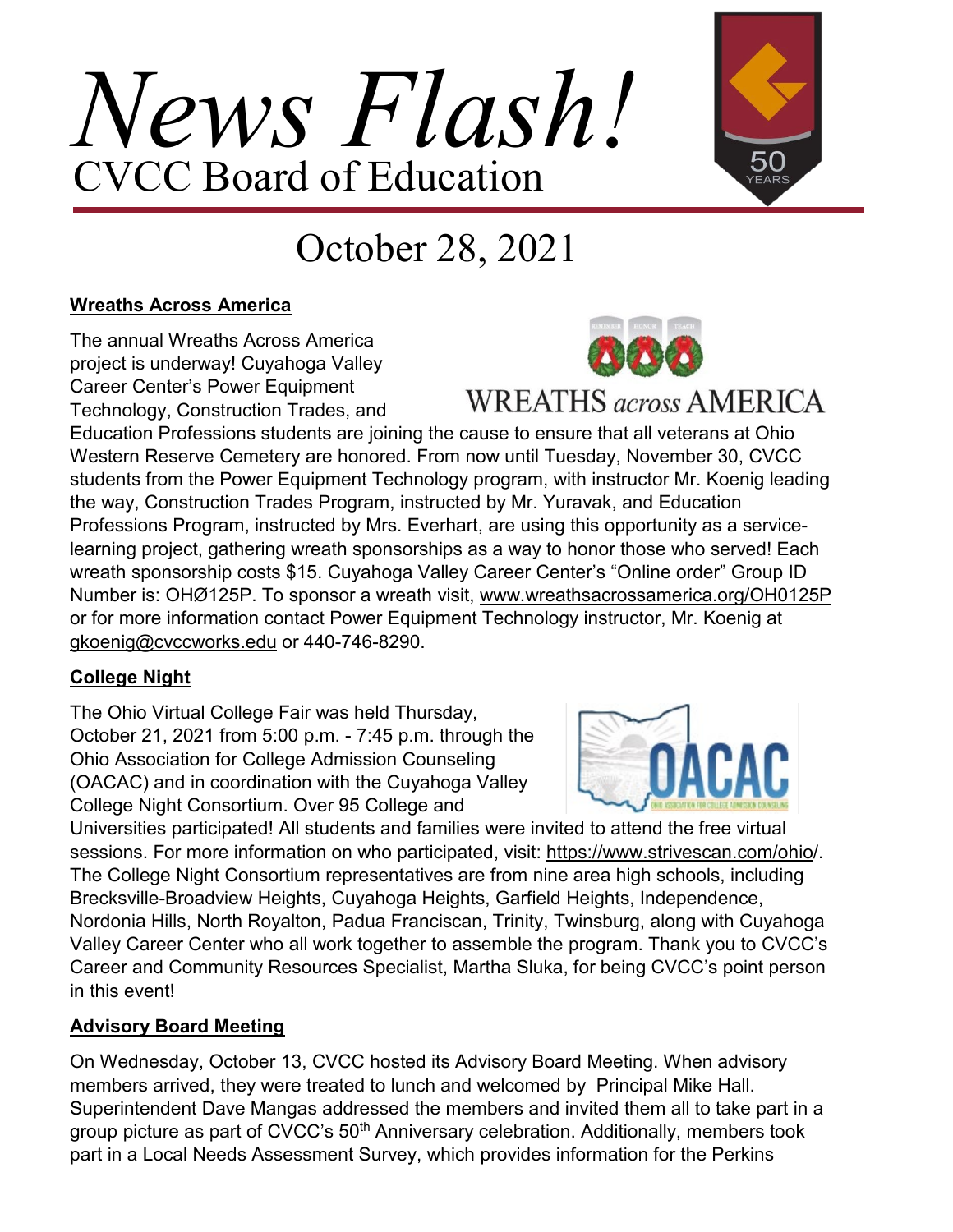# *News Flash!*
## CVCC Board of Education

October 28, 2021

### Wreaths Across America

The annual Wreaths Across America project is underway! Cuyahoga Valley Career Center's Power Equipment Technology, Construction Trades, and Education Professions students are joining the cause to ensure that all veterans at Ohio Western Reserve Cemetery are honored. From now until Tuesday, November 30, CVCC students from the Power Equipment Technology program, with instructor Mr. Koenig leading the way, Construction Trades Program, instructed by Mr. Yuravak, and Education Professions Program, instructed by Mrs. Everhart, are using this opportunity as a service-learning project, gathering wreath sponsorships as a way to honor those who served! Each wreath sponsorship costs $15. Cuyahoga Valley Career Center's "Online order" Group ID Number is: OHØ125P. To sponsor a wreath visit, www.wreathsacrossamerica.org/OH0125P or for more information contact Power Equipment Technology instructor, Mr. Koenig at gkoenig@cvccworks.edu or 440-746-8290.

### College Night

The Ohio Virtual College Fair was held Thursday, October 21, 2021 from 5:00 p.m. - 7:45 p.m. through the Ohio Association for College Admission Counseling (OACAC) and in coordination with the Cuyahoga Valley College Night Consortium. Over 95 College and Universities participated! All students and families were invited to attend the free virtual sessions. For more information on who participated, visit: https://www.strivescan.com/ohio/. The College Night Consortium representatives are from nine area high schools, including Brecksville-Broadview Heights, Cuyahoga Heights, Garfield Heights, Independence, Nordonia Hills, North Royalton, Padua Franciscan, Trinity, Twinsburg, along with Cuyahoga Valley Career Center who all work together to assemble the program. Thank you to CVCC's Career and Community Resources Specialist, Martha Sluka, for being CVCC's point person in this event!

### Advisory Board Meeting

On Wednesday, October 13, CVCC hosted its Advisory Board Meeting. When advisory members arrived, they were treated to lunch and welcomed by Principal Mike Hall. Superintendent Dave Mangas addressed the members and invited them all to take part in a group picture as part of CVCC's 50th Anniversary celebration. Additionally, members took part in a Local Needs Assessment Survey, which provides information for the Perkins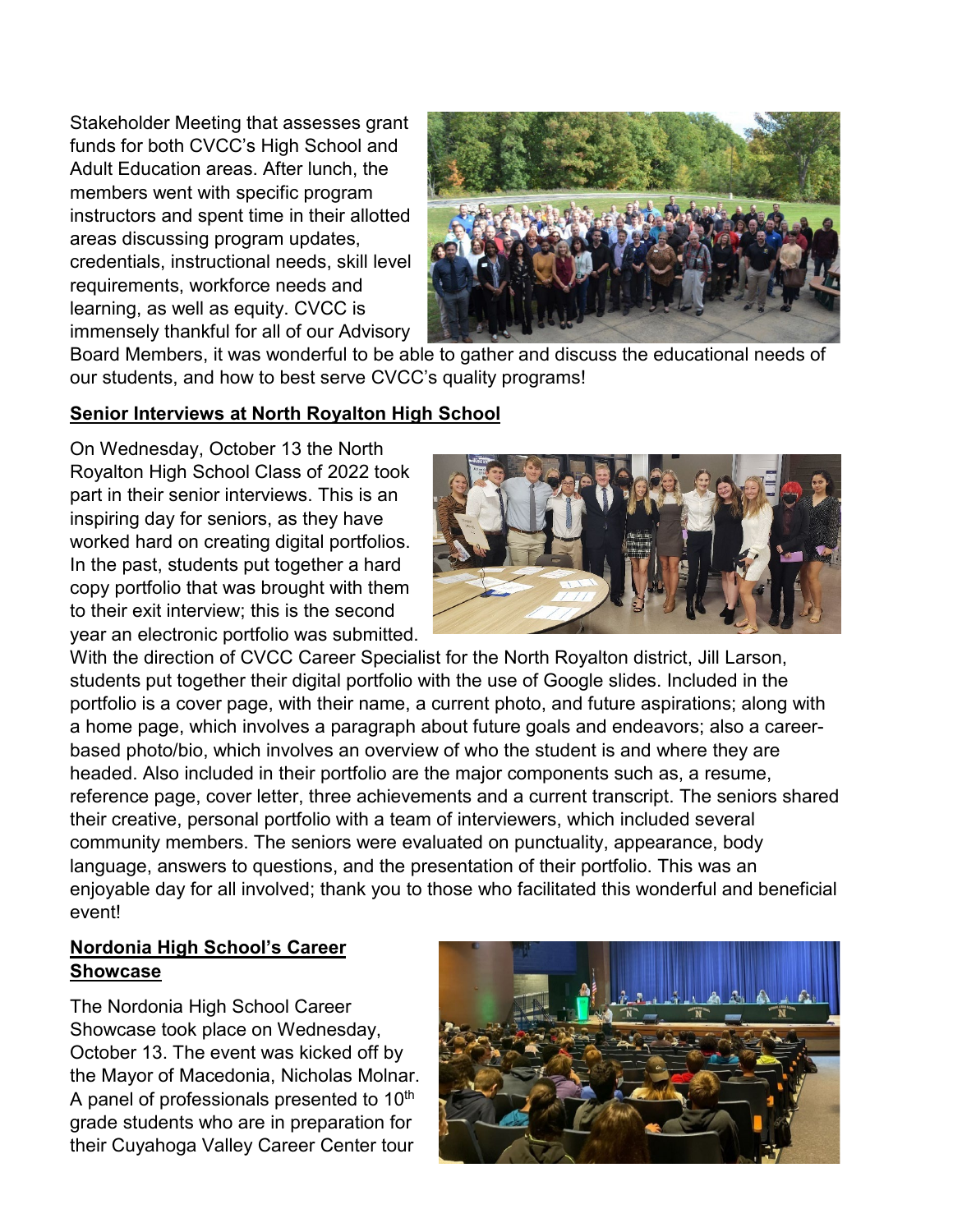Stakeholder Meeting that assesses grant funds for both CVCC's High School and Adult Education areas. After lunch, the members went with specific program instructors and spent time in their allotted areas discussing program updates, credentials, instructional needs, skill level requirements, workforce needs and learning, as well as equity. CVCC is immensely thankful for all of our Advisory Board Members, it was wonderful to be able to gather and discuss the educational needs of our students, and how to best serve CVCC's quality programs!

## Senior Interviews at North Royalton High School

On Wednesday, October 13 the North Royalton High School Class of 2022 took part in their senior interviews. This is an inspiring day for seniors, as they have worked hard on creating digital portfolios. In the past, students put together a hard copy portfolio that was brought with them to their exit interview; this is the second year an electronic portfolio was submitted. With the direction of CVCC Career Specialist for the North Royalton district, Jill Larson, students put together their digital portfolio with the use of Google slides. Included in the portfolio is a cover page, with their name, a current photo, and future aspirations; along with a home page, which involves a paragraph about future goals and endeavors; also a career-based photo/bio, which involves an overview of who the student is and where they are headed. Also included in their portfolio are the major components such as, a resume, reference page, cover letter, three achievements and a current transcript. The seniors shared their creative, personal portfolio with a team of interviewers, which included several community members. The seniors were evaluated on punctuality, appearance, body language, answers to questions, and the presentation of their portfolio. This was an enjoyable day for all involved; thank you to those who facilitated this wonderful and beneficial event!

## Nordonia High School's Career Showcase

The Nordonia High School Career Showcase took place on Wednesday, October 13. The event was kicked off by the Mayor of Macedonia, Nicholas Molnar. A panel of professionals presented to 10th grade students who are in preparation for their Cuyahoga Valley Career Center tour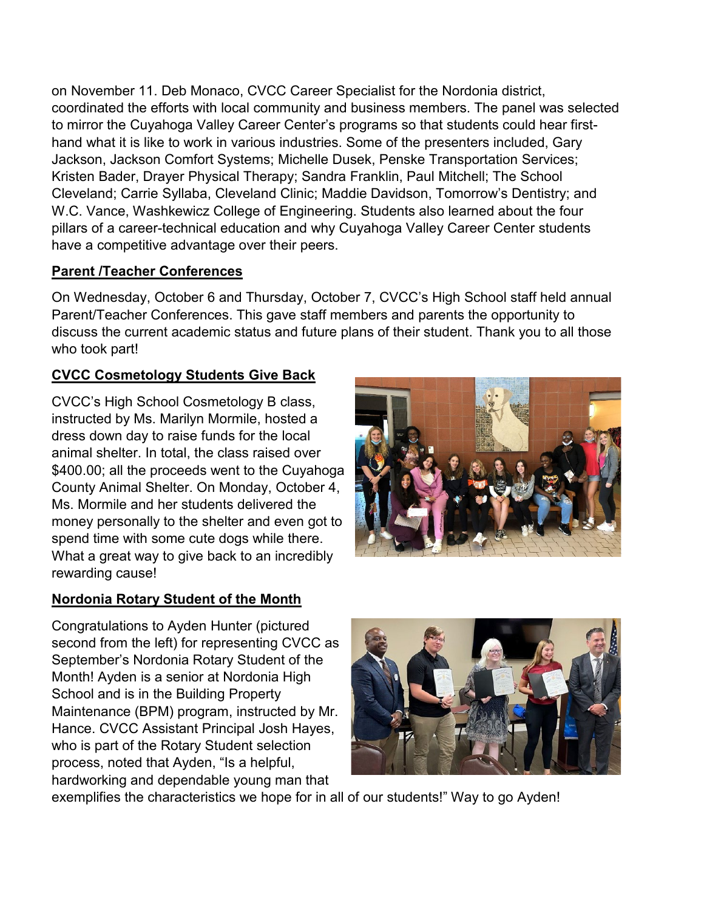on November 11. Deb Monaco, CVCC Career Specialist for the Nordonia district, coordinated the efforts with local community and business members. The panel was selected to mirror the Cuyahoga Valley Career Center's programs so that students could hear first-hand what it is like to work in various industries. Some of the presenters included, Gary Jackson, Jackson Comfort Systems; Michelle Dusek, Penske Transportation Services; Kristen Bader, Drayer Physical Therapy; Sandra Franklin, Paul Mitchell; The School Cleveland; Carrie Syllaba, Cleveland Clinic; Maddie Davidson, Tomorrow's Dentistry; and W.C. Vance, Washkewicz College of Engineering. Students also learned about the four pillars of a career-technical education and why Cuyahoga Valley Career Center students have a competitive advantage over their peers.

**Parent /Teacher Conferences**

On Wednesday, October 6 and Thursday, October 7, CVCC's High School staff held annual Parent/Teacher Conferences. This gave staff members and parents the opportunity to discuss the current academic status and future plans of their student. Thank you to all those who took part!

**CVCC Cosmetology Students Give Back**

CVCC's High School Cosmetology B class, instructed by Ms. Marilyn Mormile, hosted a dress down day to raise funds for the local animal shelter. In total, the class raised over $400.00; all the proceeds went to the Cuyahoga County Animal Shelter. On Monday, October 4, Ms. Mormile and her students delivered the money personally to the shelter and even got to spend time with some cute dogs while there. What a great way to give back to an incredibly rewarding cause!

**Nordonia Rotary Student of the Month**

Congratulations to Ayden Hunter (pictured second from the left) for representing CVCC as September's Nordonia Rotary Student of the Month! Ayden is a senior at Nordonia High School and is in the Building Property Maintenance (BPM) program, instructed by Mr. Hance. CVCC Assistant Principal Josh Hayes, who is part of the Rotary Student selection process, noted that Ayden, "Is a helpful, hardworking and dependable young man that exemplifies the characteristics we hope for in all of our students!" Way to go Ayden!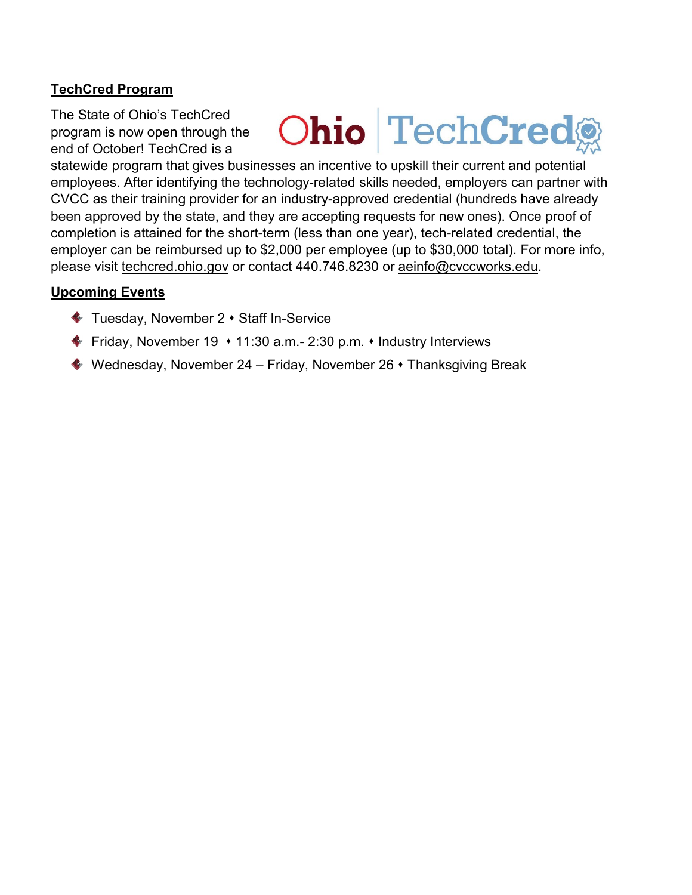**TechCred Program**

The State of Ohio's TechCred program is now open through the end of October! TechCred is a statewide program that gives businesses an incentive to upskill their current and potential employees. After identifying the technology-related skills needed, employers can partner with CVCC as their training provider for an industry-approved credential (hundreds have already been approved by the state, and they are accepting requests for new ones). Once proof of completion is attained for the short-term (less than one year), tech-related credential, the employer can be reimbursed up to $2,000 per employee (up to $30,000 total). For more info, please visit techcred.ohio.gov or contact 440.746.8230 or aeinfo@cvccworks.edu.

**Upcoming Events**

- Tuesday, November 2 • Staff In-Service
- Friday, November 19 • 11:30 a.m.- 2:30 p.m. • Industry Interviews
- Wednesday, November 24 – Friday, November 26 • Thanksgiving Break